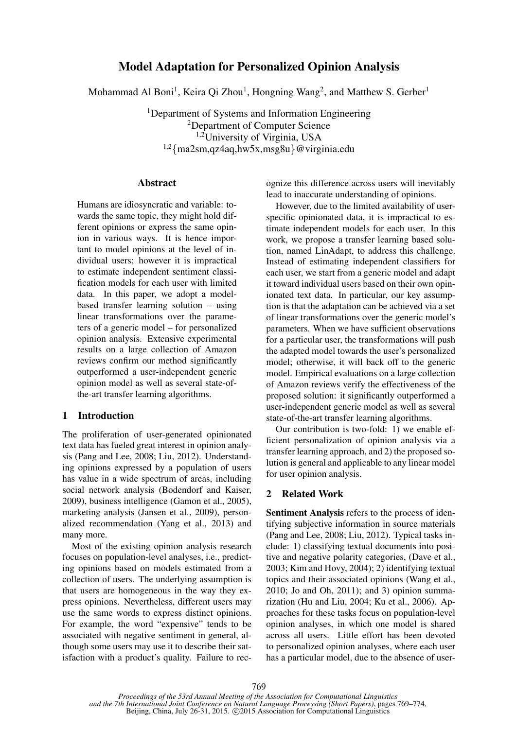# Model Adaptation for Personalized Opinion Analysis

Mohammad Al Boni[1], Keira Qi Zhou[1], Hongning Wang[2], and Matthew S. Gerber[1]

[1]Department of Systems and Information Engineering
[2]Department of Computer Science
[1,2]University of Virginia, USA
[1,2]{ma2sm,qz4aq,hw5x,msg8u}@virginia.edu

## Abstract

Humans are idiosyncratic and variable: towards the same topic, they might hold different opinions or express the same opinion in various ways. It is hence important to model opinions at the level of individual users; however it is impractical to estimate independent sentiment classification models for each user with limited data. In this paper, we adopt a model-based transfer learning solution – using linear transformations over the parameters of a generic model – for personalized opinion analysis. Extensive experimental results on a large collection of Amazon reviews confirm our method significantly outperformed a user-independent generic opinion model as well as several state-of-the-art transfer learning algorithms.

## 1 Introduction

The proliferation of user-generated opinionated text data has fueled great interest in opinion analysis (Pang and Lee, 2008; Liu, 2012). Understanding opinions expressed by a population of users has value in a wide spectrum of areas, including social network analysis (Bodendorf and Kaiser, 2009), business intelligence (Gamon et al., 2005), marketing analysis (Jansen et al., 2009), personalized recommendation (Yang et al., 2013) and many more.

Most of the existing opinion analysis research focuses on population-level analyses, i.e., predicting opinions based on models estimated from a collection of users. The underlying assumption is that users are homogeneous in the way they express opinions. Nevertheless, different users may use the same words to express distinct opinions. For example, the word "expensive" tends to be associated with negative sentiment in general, although some users may use it to describe their satisfaction with a product's quality. Failure to recognize this difference across users will inevitably lead to inaccurate understanding of opinions.

However, due to the limited availability of user-specific opinionated data, it is impractical to estimate independent models for each user. In this work, we propose a transfer learning based solution, named LinAdapt, to address this challenge. Instead of estimating independent classifiers for each user, we start from a generic model and adapt it toward individual users based on their own opinionated text data. In particular, our key assumption is that the adaptation can be achieved via a set of linear transformations over the generic model's parameters. When we have sufficient observations for a particular user, the transformations will push the adapted model towards the user's personalized model; otherwise, it will back off to the generic model. Empirical evaluations on a large collection of Amazon reviews verify the effectiveness of the proposed solution: it significantly outperformed a user-independent generic model as well as several state-of-the-art transfer learning algorithms.

Our contribution is two-fold: 1) we enable efficient personalization of opinion analysis via a transfer learning approach, and 2) the proposed solution is general and applicable to any linear model for user opinion analysis.

## 2 Related Work

**Sentiment Analysis** refers to the process of identifying subjective information in source materials (Pang and Lee, 2008; Liu, 2012). Typical tasks include: 1) classifying textual documents into positive and negative polarity categories, (Dave et al., 2003; Kim and Hovy, 2004); 2) identifying textual topics and their associated opinions (Wang et al., 2010; Jo and Oh, 2011); and 3) opinion summarization (Hu and Liu, 2004; Ku et al., 2006). Approaches for these tasks focus on population-level opinion analyses, in which one model is shared across all users. Little effort has been devoted to personalized opinion analyses, where each user has a particular model, due to the absence of user-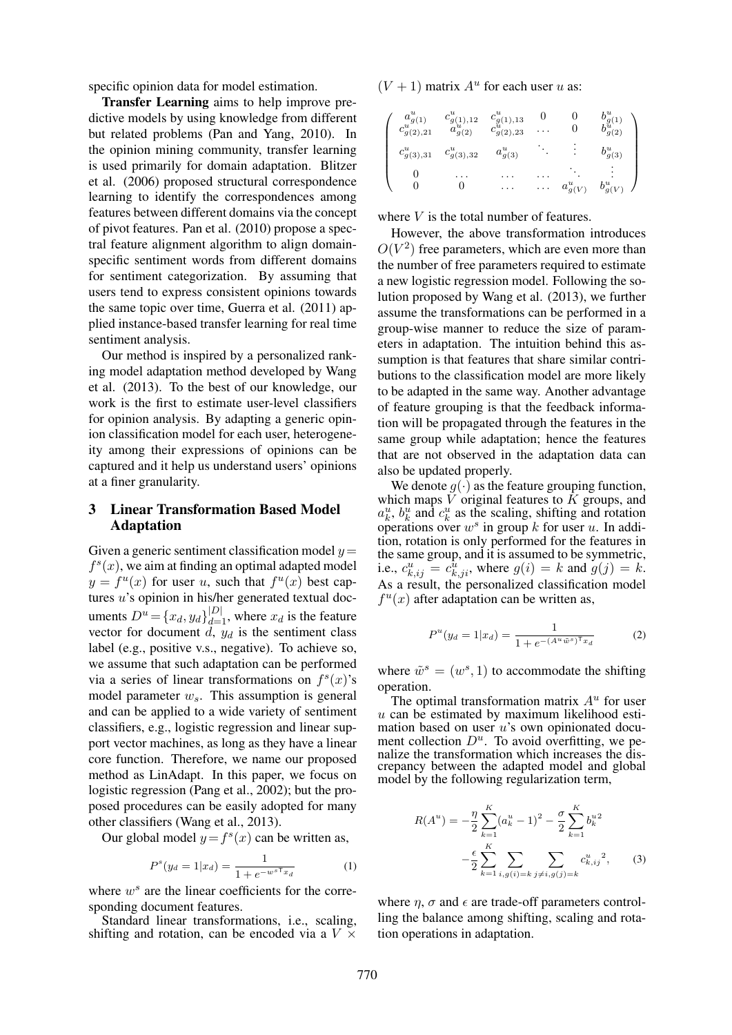specific opinion data for model estimation.

**Transfer Learning** aims to help improve predictive models by using knowledge from different but related problems (Pan and Yang, 2010). In the opinion mining community, transfer learning is used primarily for domain adaptation. Blitzer et al. (2006) proposed structural correspondence learning to identify the correspondences among features between different domains via the concept of pivot features. Pan et al. (2010) propose a spectral feature alignment algorithm to align domain-specific sentiment words from different domains for sentiment categorization. By assuming that users tend to express consistent opinions towards the same topic over time, Guerra et al. (2011) applied instance-based transfer learning for real time sentiment analysis.

Our method is inspired by a personalized ranking model adaptation method developed by Wang et al. (2013). To the best of our knowledge, our work is the first to estimate user-level classifiers for opinion analysis. By adapting a generic opinion classification model for each user, heterogeneity among their expressions of opinions can be captured and it help us understand users' opinions at a finer granularity.

## 3 Linear Transformation Based Model Adaptation

Given a generic sentiment classification model $y = f^s(x)$, we aim at finding an optimal adapted model $y = f^u(x)$ for user $u$, such that $f^u(x)$ best captures $u$'s opinion in his/her generated textual documents $D^u = \{x_d, y_d\}_{d=1}^{|D|}$, where $x_d$ is the feature vector for document $d$, $y_d$ is the sentiment class label (e.g., positive v.s., negative). To achieve so, we assume that such adaptation can be performed via a series of linear transformations on $f^s(x)$'s model parameter $w_s$. This assumption is general and can be applied to a wide variety of sentiment classifiers, e.g., logistic regression and linear support vector machines, as long as they have a linear core function. Therefore, we name our proposed method as LinAdapt. In this paper, we focus on logistic regression (Pang et al., 2002); but the proposed procedures can be easily adopted for many other classifiers (Wang et al., 2013).

Our global model $y = f^s(x)$ can be written as,

$$P^s(y_d = 1|x_d) = \frac{1}{1 + e^{-w^{s\mathsf{T}} x_d}} \tag{1}$$

where $w^s$ are the linear coefficients for the corresponding document features.

Standard linear transformations, i.e., scaling, shifting and rotation, can be encoded via a $V \times (V+1)$ matrix $A^u$ for each user $u$ as:

$$\begin{pmatrix} a^u_{g(1)} & c^u_{g(1),12} & c^u_{g(1),13} & 0 & 0 & b^u_{g(1)} \\ c^u_{g(2),21} & a^u_{g(2)} & c^u_{g(2),23} & \dots & 0 & b^u_{g(2)} \\ c^u_{g(3),31} & c^u_{g(3),32} & a^u_{g(3)} & \ddots & \vdots & b^u_{g(3)} \\ 0 & \dots & \dots & \dots & \ddots & \vdots \\ 0 & 0 & \dots & \dots & a^u_{g(V)} & b^u_{g(V)} \end{pmatrix}$$

where $V$ is the total number of features.

However, the above transformation introduces $O(V^2)$ free parameters, which are even more than the number of free parameters required to estimate a new logistic regression model. Following the solution proposed by Wang et al. (2013), we further assume the transformations can be performed in a group-wise manner to reduce the size of parameters in adaptation. The intuition behind this assumption is that features that share similar contributions to the classification model are more likely to be adapted in the same way. Another advantage of feature grouping is that the feedback information will be propagated through the features in the same group while adaptation; hence the features that are not observed in the adaptation data can also be updated properly.

We denote $g(\cdot)$ as the feature grouping function, which maps $V$ original features to $K$ groups, and $a^u_k$, $b^u_k$ and $c^u_k$ as the scaling, shifting and rotation operations over $w^s$ in group $k$ for user $u$. In addition, rotation is only performed for the features in the same group, and it is assumed to be symmetric, i.e., $c^u_{k,ij} = c^u_{k,ji}$, where $g(i) = k$ and $g(j) = k$. As a result, the personalized classification model $f^u(x)$ after adaptation can be written as,

$$P^u(y_d = 1|x_d) = \frac{1}{1 + e^{-(A^u \tilde{w}^s)^{\mathsf{T}} x_d}} \tag{2}$$

where $\tilde{w}^s = (w^s, 1)$ to accommodate the shifting operation.

The optimal transformation matrix $A^u$ for user $u$ can be estimated by maximum likelihood estimation based on user $u$'s own opinionated document collection $D^u$. To avoid overfitting, we penalize the transformation which increases the discrepancy between the adapted model and global model by the following regularization term,

$$R(A^u) = -\frac{\eta}{2}\sum_{k=1}^{K}(a^u_k - 1)^2 - \frac{\sigma}{2}\sum_{k=1}^{K} {b^u_k}^2 - \frac{\epsilon}{2}\sum_{k=1}^{K}\sum_{i,g(i)=k}\sum_{j\neq i,g(j)=k} {c^u_{k,ij}}^2, \tag{3}$$

where $\eta$, $\sigma$ and $\epsilon$ are trade-off parameters controlling the balance among shifting, scaling and rotation operations in adaptation.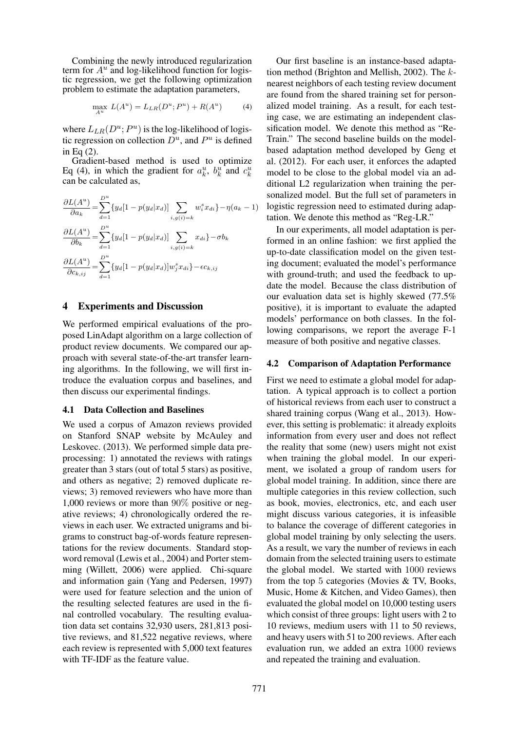Combining the newly introduced regularization term for $A^u$ and log-likelihood function for logistic regression, we get the following optimization problem to estimate the adaptation parameters,

$$\max_{A^u} L(A^u) = L_{LR}(D^u; P^u) + R(A^u) \tag{4}$$

where $L_{LR}(D^u; P^u)$ is the log-likelihood of logistic regression on collection $D^u$, and $P^u$ is defined in Eq (2).

Gradient-based method is used to optimize Eq (4), in which the gradient for $a_k^u$, $b_k^u$ and $c_k^u$ can be calculated as,

$$\frac{\partial L(A^u)}{\partial a_k} = \sum_{d=1}^{D^u} \{y_d[1 - p(y_d|x_d)] \sum_{i,g(i)=k} w_i^s x_{di}\} - \eta(a_k - 1)$$

$$\frac{\partial L(A^u)}{\partial b_k} = \sum_{d=1}^{D^u} \{y_d[1 - p(y_d|x_d)] \sum_{i,g(i)=k} x_{di}\} - \sigma b_k$$

$$\frac{\partial L(A^u)}{\partial c_{k,ij}} = \sum_{d=1}^{D^u} \{y_d[1 - p(y_d|x_d)] w_j^s x_{di}\} - \epsilon c_{k,ij}$$

## 4 Experiments and Discussion

We performed empirical evaluations of the proposed LinAdapt algorithm on a large collection of product review documents. We compared our approach with several state-of-the-art transfer learning algorithms. In the following, we will first introduce the evaluation corpus and baselines, and then discuss our experimental findings.

### 4.1 Data Collection and Baselines

We used a corpus of Amazon reviews provided on Stanford SNAP website by McAuley and Leskovec. (2013). We performed simple data preprocessing: 1) annotated the reviews with ratings greater than 3 stars (out of total 5 stars) as positive, and others as negative; 2) removed duplicate reviews; 3) removed reviewers who have more than 1,000 reviews or more than $90\%$ positive or negative reviews; 4) chronologically ordered the reviews in each user. We extracted unigrams and bigrams to construct bag-of-words feature representations for the review documents. Standard stopword removal (Lewis et al., 2004) and Porter stemming (Willett, 2006) were applied. Chi-square and information gain (Yang and Pedersen, 1997) were used for feature selection and the union of the resulting selected features are used in the final controlled vocabulary. The resulting evaluation data set contains 32,930 users, 281,813 positive reviews, and 81,522 negative reviews, where each review is represented with 5,000 text features with TF-IDF as the feature value.

Our first baseline is an instance-based adaptation method (Brighton and Mellish, 2002). The $k$-nearest neighbors of each testing review document are found from the shared training set for personalized model training. As a result, for each testing case, we are estimating an independent classification model. We denote this method as "ReTrain." The second baseline builds on the model-based adaptation method developed by Geng et al. (2012). For each user, it enforces the adapted model to be close to the global model via an additional L2 regularization when training the personalized model. But the full set of parameters in logistic regression need to estimated during adaptation. We denote this method as "Reg-LR."

In our experiments, all model adaptation is performed in an online fashion: we first applied the up-to-date classification model on the given testing document; evaluated the model's performance with ground-truth; and used the feedback to update the model. Because the class distribution of our evaluation data set is highly skewed (77.5% positive), it is important to evaluate the adapted models' performance on both classes. In the following comparisons, we report the average F-1 measure of both positive and negative classes.

### 4.2 Comparison of Adaptation Performance

First we need to estimate a global model for adaptation. A typical approach is to collect a portion of historical reviews from each user to construct a shared training corpus (Wang et al., 2013). However, this setting is problematic: it already exploits information from every user and does not reflect the reality that some (new) users might not exist when training the global model. In our experiment, we isolated a group of random users for global model training. In addition, since there are multiple categories in this review collection, such as book, movies, electronics, etc, and each user might discuss various categories, it is infeasible to balance the coverage of different categories in global model training by only selecting the users. As a result, we vary the number of reviews in each domain from the selected training users to estimate the global model. We started with $1000$ reviews from the top $5$ categories (Movies & TV, Books, Music, Home & Kitchen, and Video Games), then evaluated the global model on 10,000 testing users which consist of three groups: light users with 2 to 10 reviews, medium users with 11 to 50 reviews, and heavy users with 51 to 200 reviews. After each evaluation run, we added an extra $1000$ reviews and repeated the training and evaluation.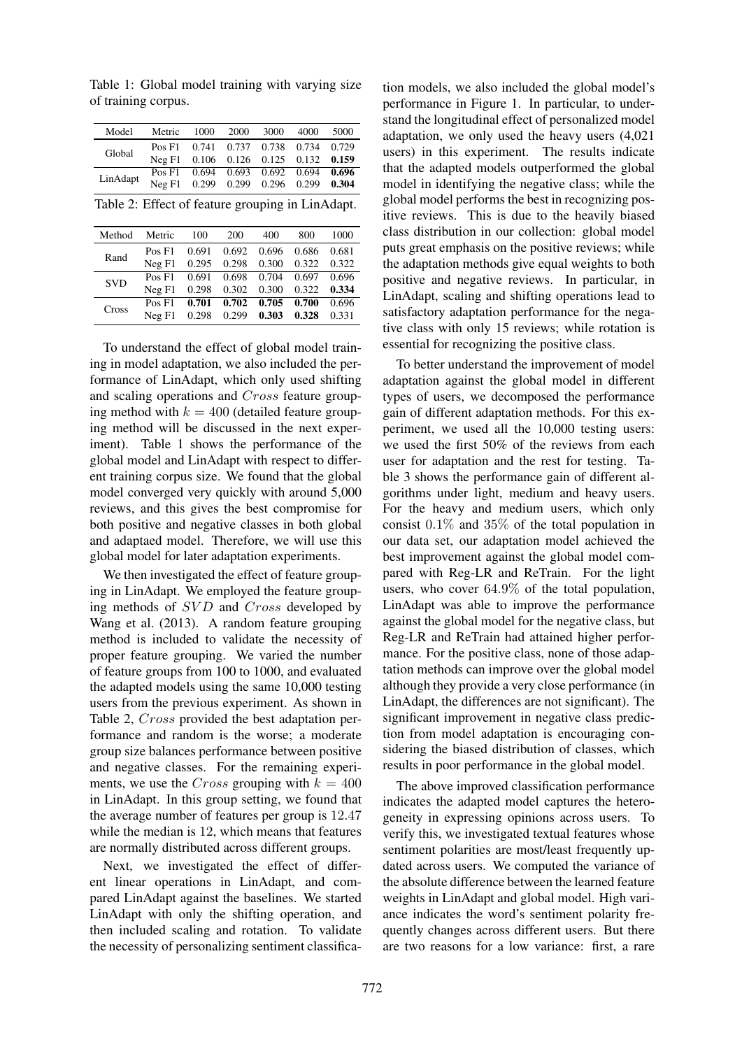Table 1: Global model training with varying size of training corpus.

| Model | Metric | 1000 | 2000 | 3000 | 4000 | 5000 |
|---|---|---|---|---|---|---|
| Global | Pos F1 | 0.741 | 0.737 | 0.738 | 0.734 | 0.729 |
| | Neg F1 | 0.106 | 0.126 | 0.125 | 0.132 | **0.159** |
| LinAdapt | Pos F1 | 0.694 | 0.693 | 0.692 | 0.694 | **0.696** |
| | Neg F1 | 0.299 | 0.299 | 0.296 | 0.299 | **0.304** |

Table 2: Effect of feature grouping in LinAdapt.

| Method | Metric | 100 | 200 | 400 | 800 | 1000 |
|---|---|---|---|---|---|---|
| Rand | Pos F1 | 0.691 | 0.692 | 0.696 | 0.686 | 0.681 |
| | Neg F1 | 0.295 | 0.298 | 0.300 | 0.322 | 0.322 |
| SVD | Pos F1 | 0.691 | 0.698 | 0.704 | 0.697 | 0.696 |
| | Neg F1 | 0.298 | 0.302 | 0.300 | 0.322 | **0.334** |
| Cross | Pos F1 | **0.701** | **0.702** | **0.705** | **0.700** | 0.696 |
| | Neg F1 | 0.298 | 0.299 | **0.303** | **0.328** | 0.331 |

To understand the effect of global model training in model adaptation, we also included the performance of LinAdapt, which only used shifting and scaling operations and *Cross* feature grouping method with $k = 400$ (detailed feature grouping method will be discussed in the next experiment). Table 1 shows the performance of the global model and LinAdapt with respect to different training corpus size. We found that the global model converged very quickly with around 5,000 reviews, and this gives the best compromise for both positive and negative classes in both global and adaptaed model. Therefore, we will use this global model for later adaptation experiments.

We then investigated the effect of feature grouping in LinAdapt. We employed the feature grouping methods of *SVD* and *Cross* developed by Wang et al. (2013). A random feature grouping method is included to validate the necessity of proper feature grouping. We varied the number of feature groups from 100 to 1000, and evaluated the adapted models using the same 10,000 testing users from the previous experiment. As shown in Table 2, *Cross* provided the best adaptation performance and random is the worse; a moderate group size balances performance between positive and negative classes. For the remaining experiments, we use the *Cross* grouping with $k = 400$ in LinAdapt. In this group setting, we found that the average number of features per group is 12.47 while the median is 12, which means that features are normally distributed across different groups.

Next, we investigated the effect of different linear operations in LinAdapt, and compared LinAdapt against the baselines. We started LinAdapt with only the shifting operation, and then included scaling and rotation. To validate the necessity of personalizing sentiment classification models, we also included the global model's performance in Figure 1. In particular, to understand the longitudinal effect of personalized model adaptation, we only used the heavy users (4,021 users) in this experiment. The results indicate that the adapted models outperformed the global model in identifying the negative class; while the global model performs the best in recognizing positive reviews. This is due to the heavily biased class distribution in our collection: global model puts great emphasis on the positive reviews; while the adaptation methods give equal weights to both positive and negative reviews. In particular, in LinAdapt, scaling and shifting operations lead to satisfactory adaptation performance for the negative class with only 15 reviews; while rotation is essential for recognizing the positive class.

To better understand the improvement of model adaptation against the global model in different types of users, we decomposed the performance gain of different adaptation methods. For this experiment, we used all the 10,000 testing users: we used the first 50% of the reviews from each user for adaptation and the rest for testing. Table 3 shows the performance gain of different algorithms under light, medium and heavy users. For the heavy and medium users, which only consist 0.1% and 35% of the total population in our data set, our adaptation model achieved the best improvement against the global model compared with Reg-LR and ReTrain. For the light users, who cover 64.9% of the total population, LinAdapt was able to improve the performance against the global model for the negative class, but Reg-LR and ReTrain had attained higher performance. For the positive class, none of those adaptation methods can improve over the global model although they provide a very close performance (in LinAdapt, the differences are not significant). The significant improvement in negative class prediction from model adaptation is encouraging considering the biased distribution of classes, which results in poor performance in the global model.

The above improved classification performance indicates the adapted model captures the heterogeneity in expressing opinions across users. To verify this, we investigated textual features whose sentiment polarities are most/least frequently updated across users. We computed the variance of the absolute difference between the learned feature weights in LinAdapt and global model. High variance indicates the word's sentiment polarity frequently changes across different users. But there are two reasons for a low variance: first, a rare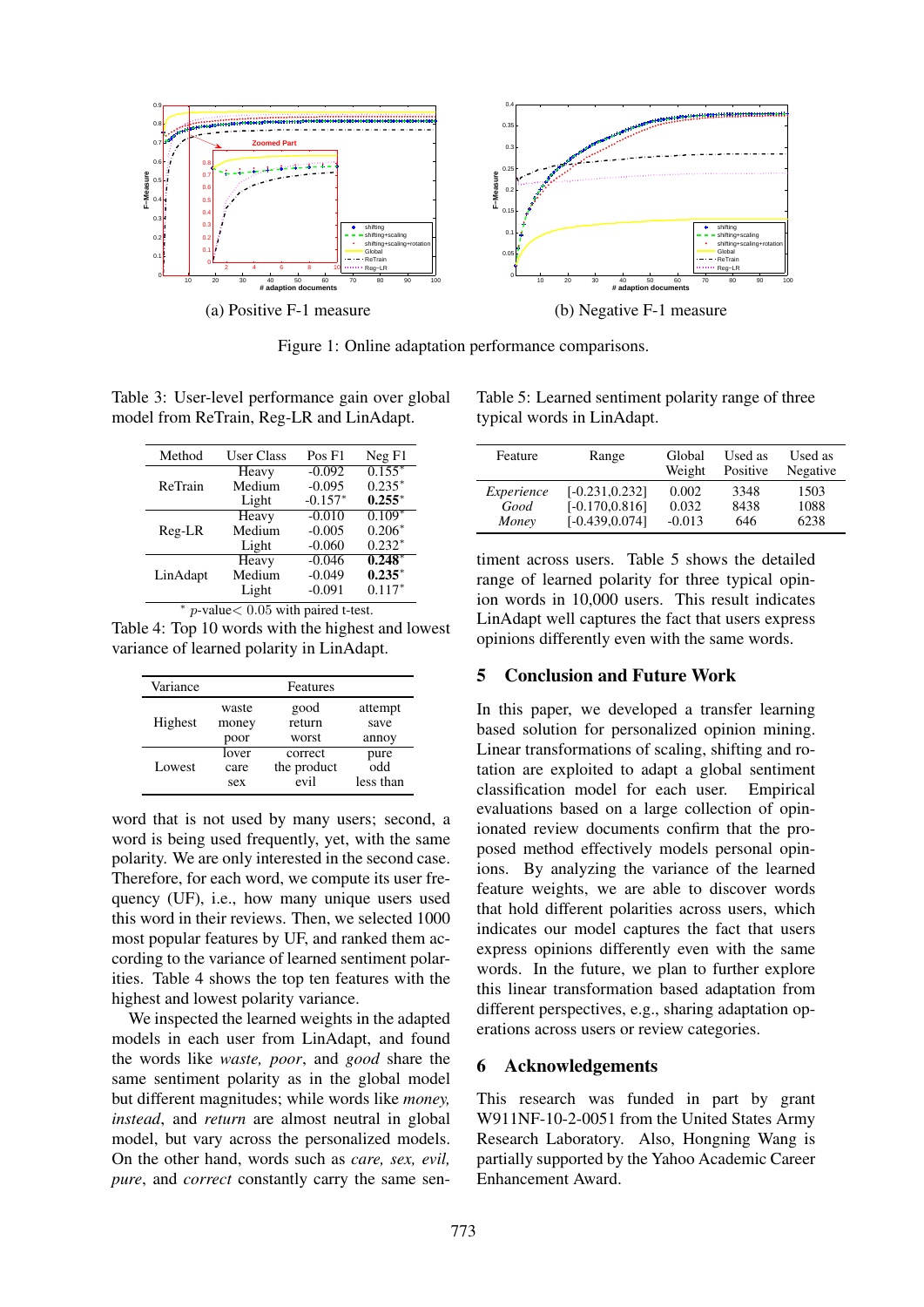(a) Positive F-1 measure

(b) Negative F-1 measure

Figure 1: Online adaptation performance comparisons.

Table 3: User-level performance gain over global model from ReTrain, Reg-LR and LinAdapt.

| Method | User Class | Pos F1 | Neg F1 |
|---|---|---|---|
| ReTrain | Heavy | -0.092 | 0.155* |
| | Medium | -0.095 | 0.235* |
| | Light | -0.157* | **0.255*** |
| Reg-LR | Heavy | -0.010 | 0.109* |
| | Medium | -0.005 | 0.206* |
| | Light | -0.060 | 0.232* |
| LinAdapt | Heavy | -0.046 | **0.248*** |
| | Medium | -0.049 | **0.235*** |
| | Light | -0.091 | 0.117* |

* $p$-value $< 0.05$ with paired t-test.

Table 4: Top 10 words with the highest and lowest variance of learned polarity in LinAdapt.

| Variance | Features | | |
|---|---|---|---|
| Highest | waste | good | attempt |
| | money | return | save |
| | poor | worst | annoy |
| Lowest | lover | correct | pure |
| | care | the product | odd |
| | sex | evil | less than |

word that is not used by many users; second, a word is being used frequently, yet, with the same polarity. We are only interested in the second case. Therefore, for each word, we compute its user frequency (UF), i.e., how many unique users used this word in their reviews. Then, we selected 1000 most popular features by UF, and ranked them according to the variance of learned sentiment polarities. Table 4 shows the top ten features with the highest and lowest polarity variance.

We inspected the learned weights in the adapted models in each user from LinAdapt, and found the words like *waste*, *poor*, and *good* share the same sentiment polarity as in the global model but different magnitudes; while words like *money*, *instead*, and *return* are almost neutral in global model, but vary across the personalized models. On the other hand, words such as *care*, *sex*, *evil*, *pure*, and *correct* constantly carry the same sentiment across users. Table 5 shows the detailed range of learned polarity for three typical opinion words in 10,000 users. This result indicates LinAdapt well captures the fact that users express opinions differently even with the same words.

Table 5: Learned sentiment polarity range of three typical words in LinAdapt.

| Feature | Range | Global Weight | Used as Positive | Used as Negative |
|---|---|---|---|---|
| *Experience* | [-0.231,0.232] | 0.002 | 3348 | 1503 |
| *Good* | [-0.170,0.816] | 0.032 | 8438 | 1088 |
| *Money* | [-0.439,0.074] | -0.013 | 646 | 6238 |

## 5 Conclusion and Future Work

In this paper, we developed a transfer learning based solution for personalized opinion mining. Linear transformations of scaling, shifting and rotation are exploited to adapt a global sentiment classification model for each user. Empirical evaluations based on a large collection of opinionated review documents confirm that the proposed method effectively models personal opinions. By analyzing the variance of the learned feature weights, we are able to discover words that hold different polarities across users, which indicates our model captures the fact that users express opinions differently even with the same words. In the future, we plan to further explore this linear transformation based adaptation from different perspectives, e.g., sharing adaptation operations across users or review categories.

## 6 Acknowledgements

This research was funded in part by grant W911NF-10-2-0051 from the United States Army Research Laboratory. Also, Hongning Wang is partially supported by the Yahoo Academic Career Enhancement Award.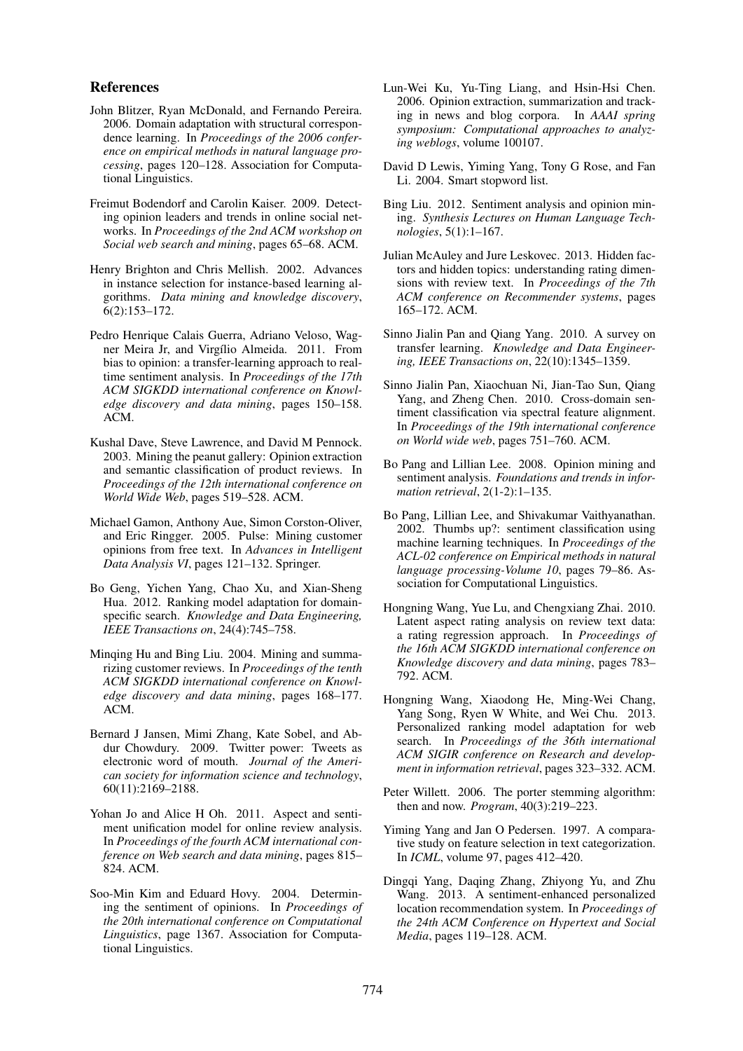## References

John Blitzer, Ryan McDonald, and Fernando Pereira. 2006. Domain adaptation with structural correspondence learning. In *Proceedings of the 2006 conference on empirical methods in natural language processing*, pages 120–128. Association for Computational Linguistics.

Freimut Bodendorf and Carolin Kaiser. 2009. Detecting opinion leaders and trends in online social networks. In *Proceedings of the 2nd ACM workshop on Social web search and mining*, pages 65–68. ACM.

Henry Brighton and Chris Mellish. 2002. Advances in instance selection for instance-based learning algorithms. *Data mining and knowledge discovery*, 6(2):153–172.

Pedro Henrique Calais Guerra, Adriano Veloso, Wagner Meira Jr, and Virgílio Almeida. 2011. From bias to opinion: a transfer-learning approach to real-time sentiment analysis. In *Proceedings of the 17th ACM SIGKDD international conference on Knowledge discovery and data mining*, pages 150–158. ACM.

Kushal Dave, Steve Lawrence, and David M Pennock. 2003. Mining the peanut gallery: Opinion extraction and semantic classification of product reviews. In *Proceedings of the 12th international conference on World Wide Web*, pages 519–528. ACM.

Michael Gamon, Anthony Aue, Simon Corston-Oliver, and Eric Ringger. 2005. Pulse: Mining customer opinions from free text. In *Advances in Intelligent Data Analysis VI*, pages 121–132. Springer.

Bo Geng, Yichen Yang, Chao Xu, and Xian-Sheng Hua. 2012. Ranking model adaptation for domain-specific search. *Knowledge and Data Engineering, IEEE Transactions on*, 24(4):745–758.

Minqing Hu and Bing Liu. 2004. Mining and summarizing customer reviews. In *Proceedings of the tenth ACM SIGKDD international conference on Knowledge discovery and data mining*, pages 168–177. ACM.

Bernard J Jansen, Mimi Zhang, Kate Sobel, and Abdur Chowdury. 2009. Twitter power: Tweets as electronic word of mouth. *Journal of the American society for information science and technology*, 60(11):2169–2188.

Yohan Jo and Alice H Oh. 2011. Aspect and sentiment unification model for online review analysis. In *Proceedings of the fourth ACM international conference on Web search and data mining*, pages 815–824. ACM.

Soo-Min Kim and Eduard Hovy. 2004. Determining the sentiment of opinions. In *Proceedings of the 20th international conference on Computational Linguistics*, page 1367. Association for Computational Linguistics.

Lun-Wei Ku, Yu-Ting Liang, and Hsin-Hsi Chen. 2006. Opinion extraction, summarization and tracking in news and blog corpora. In *AAAI spring symposium: Computational approaches to analyzing weblogs*, volume 100107.

David D Lewis, Yiming Yang, Tony G Rose, and Fan Li. 2004. Smart stopword list.

Bing Liu. 2012. Sentiment analysis and opinion mining. *Synthesis Lectures on Human Language Technologies*, 5(1):1–167.

Julian McAuley and Jure Leskovec. 2013. Hidden factors and hidden topics: understanding rating dimensions with review text. In *Proceedings of the 7th ACM conference on Recommender systems*, pages 165–172. ACM.

Sinno Jialin Pan and Qiang Yang. 2010. A survey on transfer learning. *Knowledge and Data Engineering, IEEE Transactions on*, 22(10):1345–1359.

Sinno Jialin Pan, Xiaochuan Ni, Jian-Tao Sun, Qiang Yang, and Zheng Chen. 2010. Cross-domain sentiment classification via spectral feature alignment. In *Proceedings of the 19th international conference on World wide web*, pages 751–760. ACM.

Bo Pang and Lillian Lee. 2008. Opinion mining and sentiment analysis. *Foundations and trends in information retrieval*, 2(1-2):1–135.

Bo Pang, Lillian Lee, and Shivakumar Vaithyanathan. 2002. Thumbs up?: sentiment classification using machine learning techniques. In *Proceedings of the ACL-02 conference on Empirical methods in natural language processing-Volume 10*, pages 79–86. Association for Computational Linguistics.

Hongning Wang, Yue Lu, and Chengxiang Zhai. 2010. Latent aspect rating analysis on review text data: a rating regression approach. In *Proceedings of the 16th ACM SIGKDD international conference on Knowledge discovery and data mining*, pages 783–792. ACM.

Hongning Wang, Xiaodong He, Ming-Wei Chang, Yang Song, Ryen W White, and Wei Chu. 2013. Personalized ranking model adaptation for web search. In *Proceedings of the 36th international ACM SIGIR conference on Research and development in information retrieval*, pages 323–332. ACM.

Peter Willett. 2006. The porter stemming algorithm: then and now. *Program*, 40(3):219–223.

Yiming Yang and Jan O Pedersen. 1997. A comparative study on feature selection in text categorization. In *ICML*, volume 97, pages 412–420.

Dingqi Yang, Daqing Zhang, Zhiyong Yu, and Zhu Wang. 2013. A sentiment-enhanced personalized location recommendation system. In *Proceedings of the 24th ACM Conference on Hypertext and Social Media*, pages 119–128. ACM.